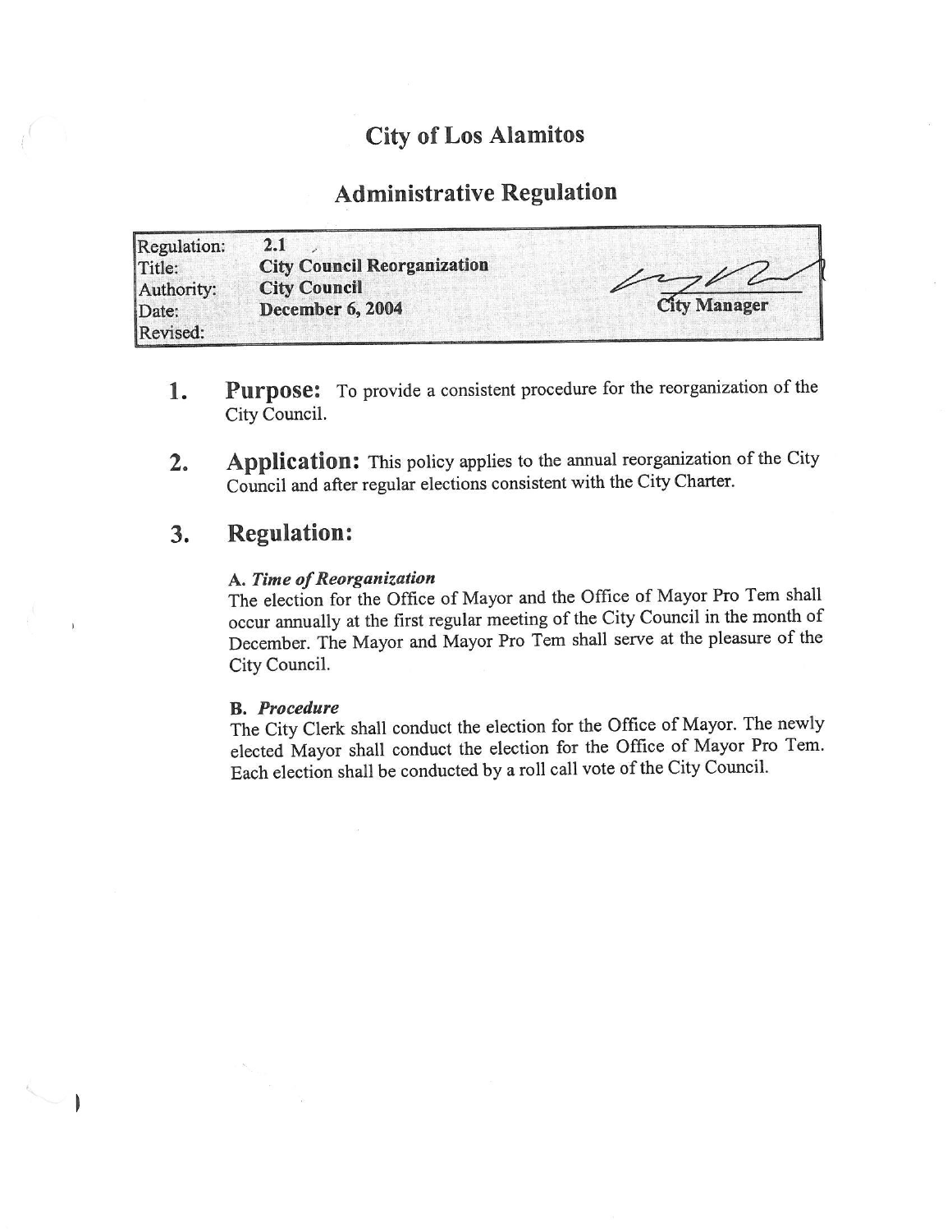# City of Los Alamitos

## Administrative Regulation

| Regulation: | 2.1 | |
|---|---|---|
| Title: | **City Council Reorganization** | |
| Authority: | **City Council** | |
| Date: | **December 6, 2004** | **City Manager** |
| Revised: | | |

1. **Purpose:** To provide a consistent procedure for the reorganization of the City Council.

2. **Application:** This policy applies to the annual reorganization of the City Council and after regular elections consistent with the City Charter.

3. **Regulation:**

   **A.** ***Time of Reorganization***
   The election for the Office of Mayor and the Office of Mayor Pro Tem shall occur annually at the first regular meeting of the City Council in the month of December. The Mayor and Mayor Pro Tem shall serve at the pleasure of the City Council.

   **B.** ***Procedure***
   The City Clerk shall conduct the election for the Office of Mayor. The newly elected Mayor shall conduct the election for the Office of Mayor Pro Tem. Each election shall be conducted by a roll call vote of the City Council.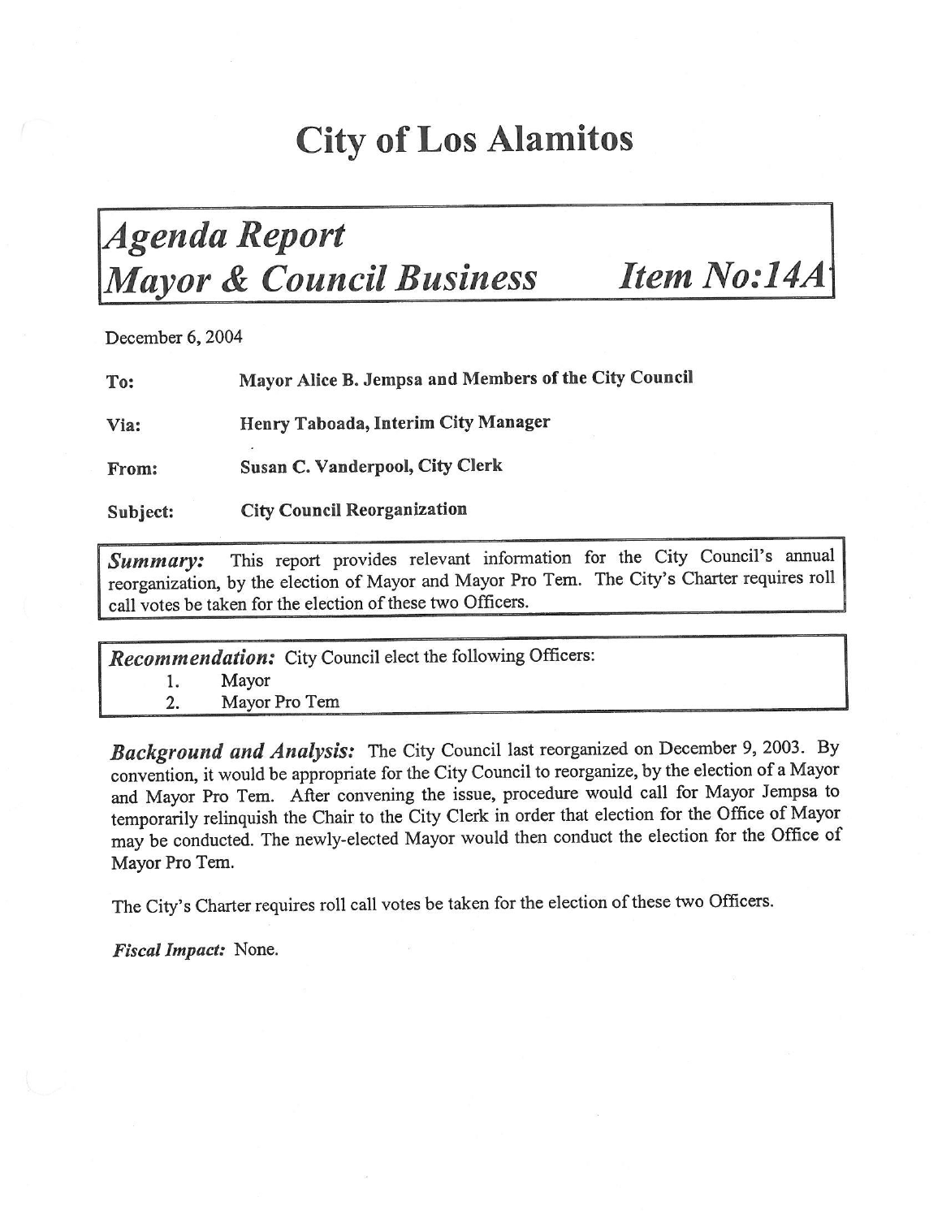# City of Los Alamitos

## *Agenda Report*
## *Mayor & Council Business* — *Item No:14A*

December 6, 2004

**To:** **Mayor Alice B. Jempsa and Members of the City Council**

**Via:** **Henry Taboada, Interim City Manager**

**From:** **Susan C. Vanderpool, City Clerk**

**Subject:** **City Council Reorganization**

***Summary:*** This report provides relevant information for the City Council's annual reorganization, by the election of Mayor and Mayor Pro Tem. The City's Charter requires roll call votes be taken for the election of these two Officers.

***Recommendation:*** City Council elect the following Officers:

1. Mayor
2. Mayor Pro Tem

***Background and Analysis:*** The City Council last reorganized on December 9, 2003. By convention, it would be appropriate for the City Council to reorganize, by the election of a Mayor and Mayor Pro Tem. After convening the issue, procedure would call for Mayor Jempsa to temporarily relinquish the Chair to the City Clerk in order that election for the Office of Mayor may be conducted. The newly-elected Mayor would then conduct the election for the Office of Mayor Pro Tem.

The City's Charter requires roll call votes be taken for the election of these two Officers.

***Fiscal Impact:*** None.